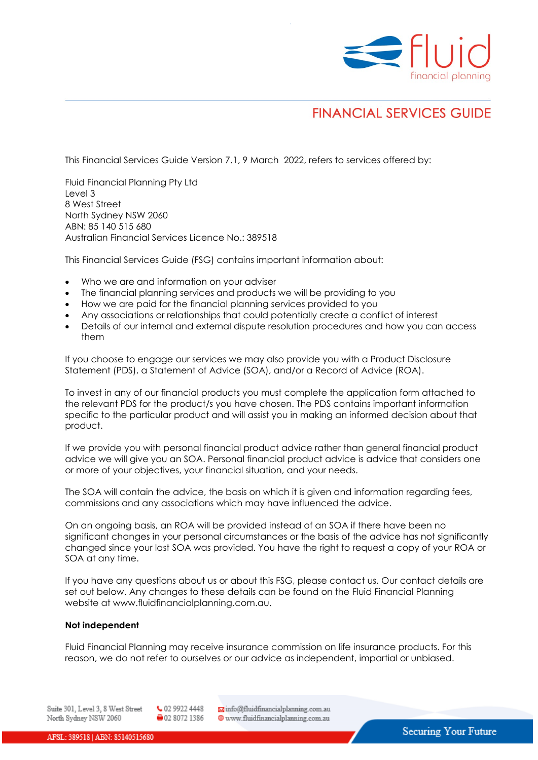# FINANCIAL SERVICES GUIDE

This Financial Services Guide Version 7.1, 9 March 2022, refers to services offered by:

Fluid Financial Planning Pty Ltd
Level 3
8 West Street
North Sydney NSW 2060
ABN: 85 140 515 680
Australian Financial Services Licence No.: 389518

This Financial Services Guide (FSG) contains important information about:

- Who we are and information on your adviser
- The financial planning services and products we will be providing to you
- How we are paid for the financial planning services provided to you
- Any associations or relationships that could potentially create a conflict of interest
- Details of our internal and external dispute resolution procedures and how you can access them

If you choose to engage our services we may also provide you with a Product Disclosure Statement (PDS), a Statement of Advice (SOA), and/or a Record of Advice (ROA).

To invest in any of our financial products you must complete the application form attached to the relevant PDS for the product/s you have chosen. The PDS contains important information specific to the particular product and will assist you in making an informed decision about that product.

If we provide you with personal financial product advice rather than general financial product advice we will give you an SOA. Personal financial product advice is advice that considers one or more of your objectives, your financial situation, and your needs.

The SOA will contain the advice, the basis on which it is given and information regarding fees, commissions and any associations which may have influenced the advice.

On an ongoing basis, an ROA will be provided instead of an SOA if there have been no significant changes in your personal circumstances or the basis of the advice has not significantly changed since your last SOA was provided. You have the right to request a copy of your ROA or SOA at any time.

If you have any questions about us or about this FSG, please contact us. Our contact details are set out below. Any changes to these details can be found on the Fluid Financial Planning website at www.fluidfinancialplanning.com.au.

**Not independent**

Fluid Financial Planning may receive insurance commission on life insurance products. For this reason, we do not refer to ourselves or our advice as independent, impartial or unbiased.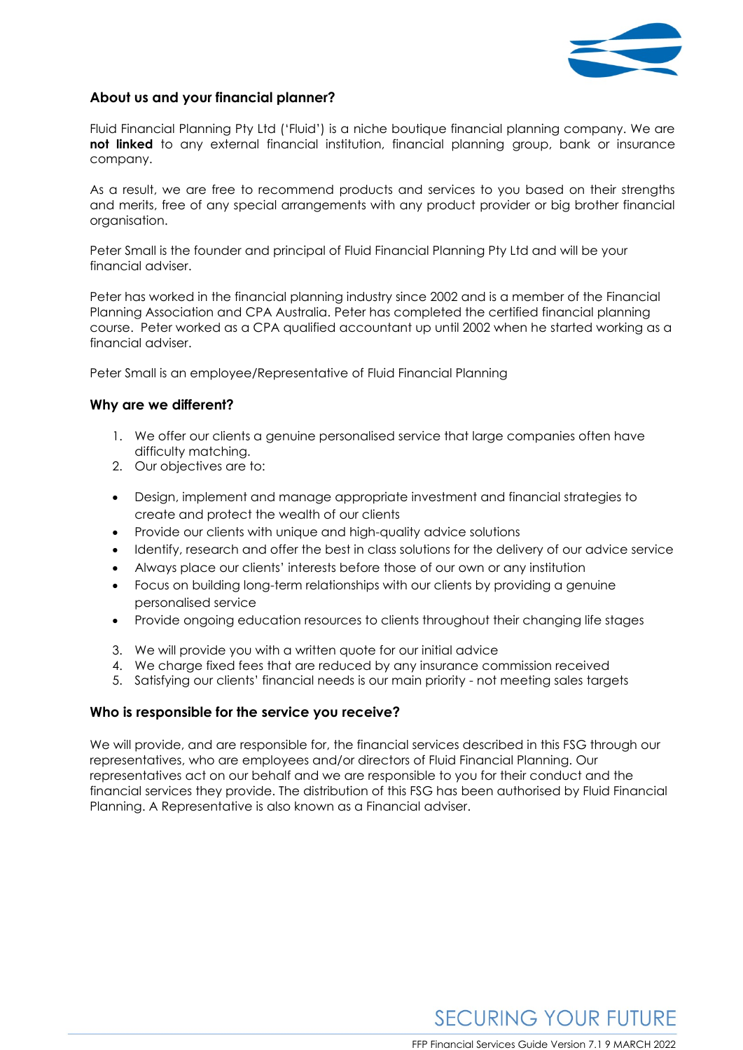## About us and your financial planner?

Fluid Financial Planning Pty Ltd ('Fluid') is a niche boutique financial planning company. We are **not linked** to any external financial institution, financial planning group, bank or insurance company.

As a result, we are free to recommend products and services to you based on their strengths and merits, free of any special arrangements with any product provider or big brother financial organisation.

Peter Small is the founder and principal of Fluid Financial Planning Pty Ltd and will be your financial adviser.

Peter has worked in the financial planning industry since 2002 and is a member of the Financial Planning Association and CPA Australia. Peter has completed the certified financial planning course. Peter worked as a CPA qualified accountant up until 2002 when he started working as a financial adviser.

Peter Small is an employee/Representative of Fluid Financial Planning

## Why are we different?

1. We offer our clients a genuine personalised service that large companies often have difficulty matching.
2. Our objectives are to:

- Design, implement and manage appropriate investment and financial strategies to create and protect the wealth of our clients
- Provide our clients with unique and high-quality advice solutions
- Identify, research and offer the best in class solutions for the delivery of our advice service
- Always place our clients' interests before those of our own or any institution
- Focus on building long-term relationships with our clients by providing a genuine personalised service
- Provide ongoing education resources to clients throughout their changing life stages

3. We will provide you with a written quote for our initial advice
4. We charge fixed fees that are reduced by any insurance commission received
5. Satisfying our clients' financial needs is our main priority - not meeting sales targets

## Who is responsible for the service you receive?

We will provide, and are responsible for, the financial services described in this FSG through our representatives, who are employees and/or directors of Fluid Financial Planning. Our representatives act on our behalf and we are responsible to you for their conduct and the financial services they provide. The distribution of this FSG has been authorised by Fluid Financial Planning. A Representative is also known as a Financial adviser.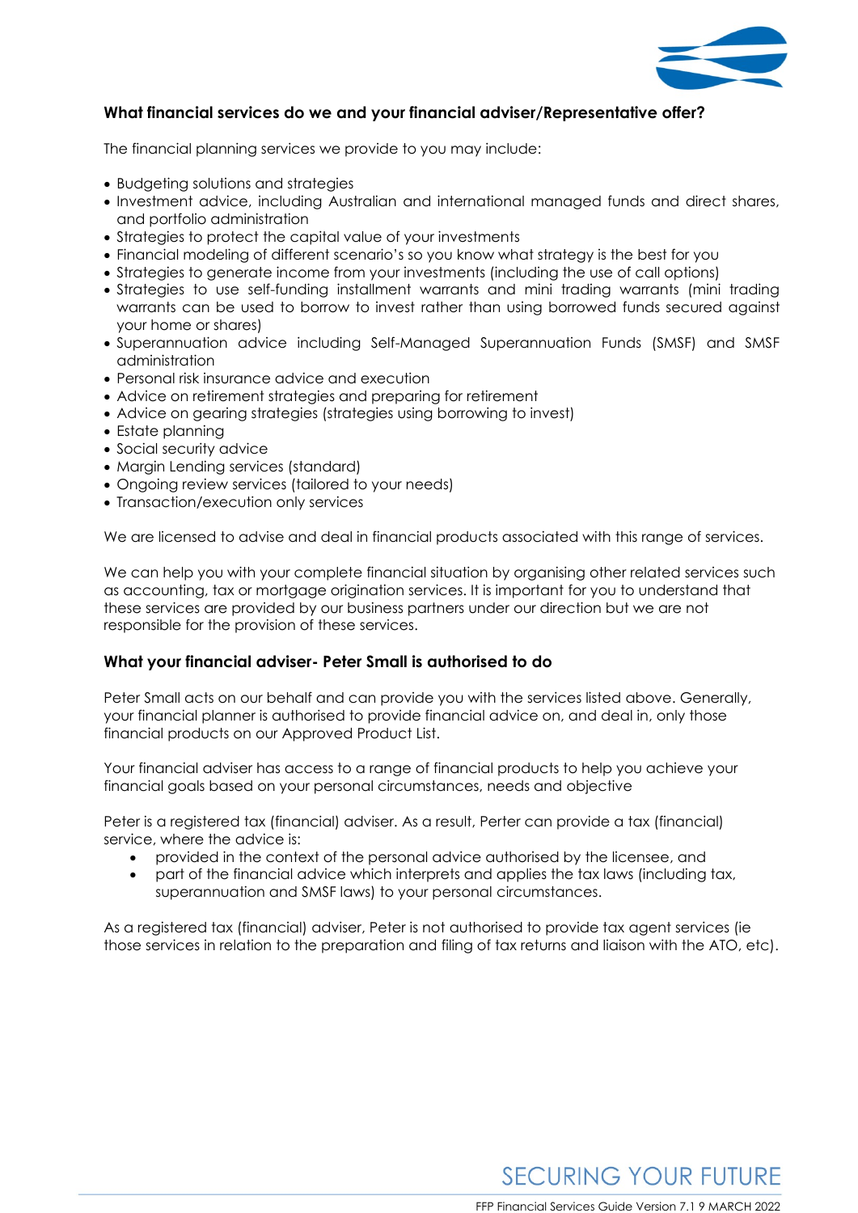## What financial services do we and your financial adviser/Representative offer?

The financial planning services we provide to you may include:

- Budgeting solutions and strategies
- Investment advice, including Australian and international managed funds and direct shares, and portfolio administration
- Strategies to protect the capital value of your investments
- Financial modeling of different scenario's so you know what strategy is the best for you
- Strategies to generate income from your investments (including the use of call options)
- Strategies to use self-funding installment warrants and mini trading warrants (mini trading warrants can be used to borrow to invest rather than using borrowed funds secured against your home or shares)
- Superannuation advice including Self-Managed Superannuation Funds (SMSF) and SMSF administration
- Personal risk insurance advice and execution
- Advice on retirement strategies and preparing for retirement
- Advice on gearing strategies (strategies using borrowing to invest)
- Estate planning
- Social security advice
- Margin Lending services (standard)
- Ongoing review services (tailored to your needs)
- Transaction/execution only services

We are licensed to advise and deal in financial products associated with this range of services.

We can help you with your complete financial situation by organising other related services such as accounting, tax or mortgage origination services. It is important for you to understand that these services are provided by our business partners under our direction but we are not responsible for the provision of these services.

## What your financial adviser- Peter Small is authorised to do

Peter Small acts on our behalf and can provide you with the services listed above. Generally, your financial planner is authorised to provide financial advice on, and deal in, only those financial products on our Approved Product List.

Your financial adviser has access to a range of financial products to help you achieve your financial goals based on your personal circumstances, needs and objective

Peter is a registered tax (financial) adviser. As a result, Perter can provide a tax (financial) service, where the advice is:

- provided in the context of the personal advice authorised by the licensee, and
- part of the financial advice which interprets and applies the tax laws (including tax, superannuation and SMSF laws) to your personal circumstances.

As a registered tax (financial) adviser, Peter is not authorised to provide tax agent services (ie those services in relation to the preparation and filing of tax returns and liaison with the ATO, etc).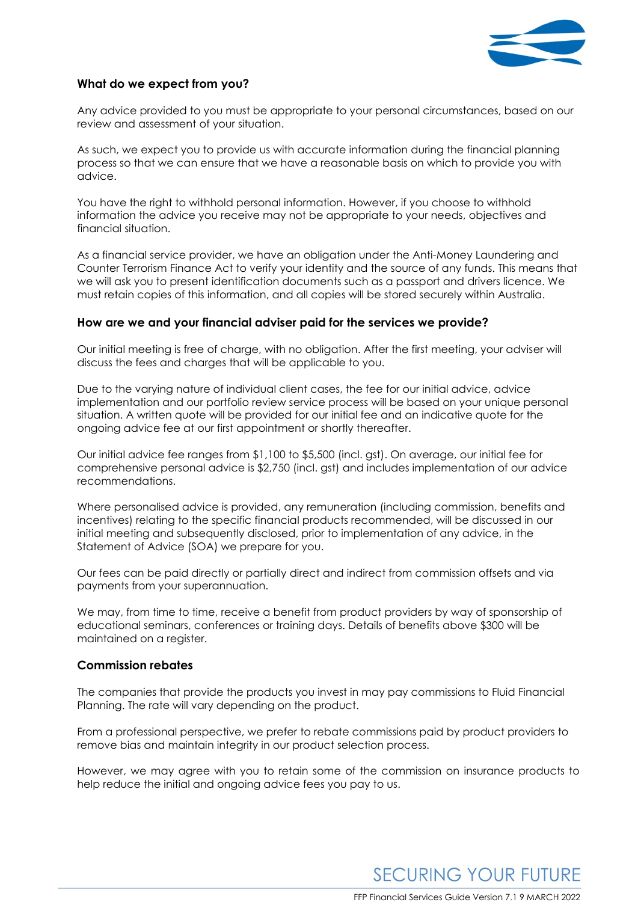### What do we expect from you?

Any advice provided to you must be appropriate to your personal circumstances, based on our review and assessment of your situation.

As such, we expect you to provide us with accurate information during the financial planning process so that we can ensure that we have a reasonable basis on which to provide you with advice.

You have the right to withhold personal information. However, if you choose to withhold information the advice you receive may not be appropriate to your needs, objectives and financial situation.

As a financial service provider, we have an obligation under the Anti-Money Laundering and Counter Terrorism Finance Act to verify your identity and the source of any funds. This means that we will ask you to present identification documents such as a passport and drivers licence. We must retain copies of this information, and all copies will be stored securely within Australia.

### How are we and your financial adviser paid for the services we provide?

Our initial meeting is free of charge, with no obligation. After the first meeting, your adviser will discuss the fees and charges that will be applicable to you.

Due to the varying nature of individual client cases, the fee for our initial advice, advice implementation and our portfolio review service process will be based on your unique personal situation. A written quote will be provided for our initial fee and an indicative quote for the ongoing advice fee at our first appointment or shortly thereafter.

Our initial advice fee ranges from $1,100 to $5,500 (incl. gst). On average, our initial fee for comprehensive personal advice is $2,750 (incl. gst) and includes implementation of our advice recommendations.

Where personalised advice is provided, any remuneration (including commission, benefits and incentives) relating to the specific financial products recommended, will be discussed in our initial meeting and subsequently disclosed, prior to implementation of any advice, in the Statement of Advice (SOA) we prepare for you.

Our fees can be paid directly or partially direct and indirect from commission offsets and via payments from your superannuation.

We may, from time to time, receive a benefit from product providers by way of sponsorship of educational seminars, conferences or training days. Details of benefits above $300 will be maintained on a register.

### Commission rebates

The companies that provide the products you invest in may pay commissions to Fluid Financial Planning. The rate will vary depending on the product.

From a professional perspective, we prefer to rebate commissions paid by product providers to remove bias and maintain integrity in our product selection process.

However, we may agree with you to retain some of the commission on insurance products to help reduce the initial and ongoing advice fees you pay to us.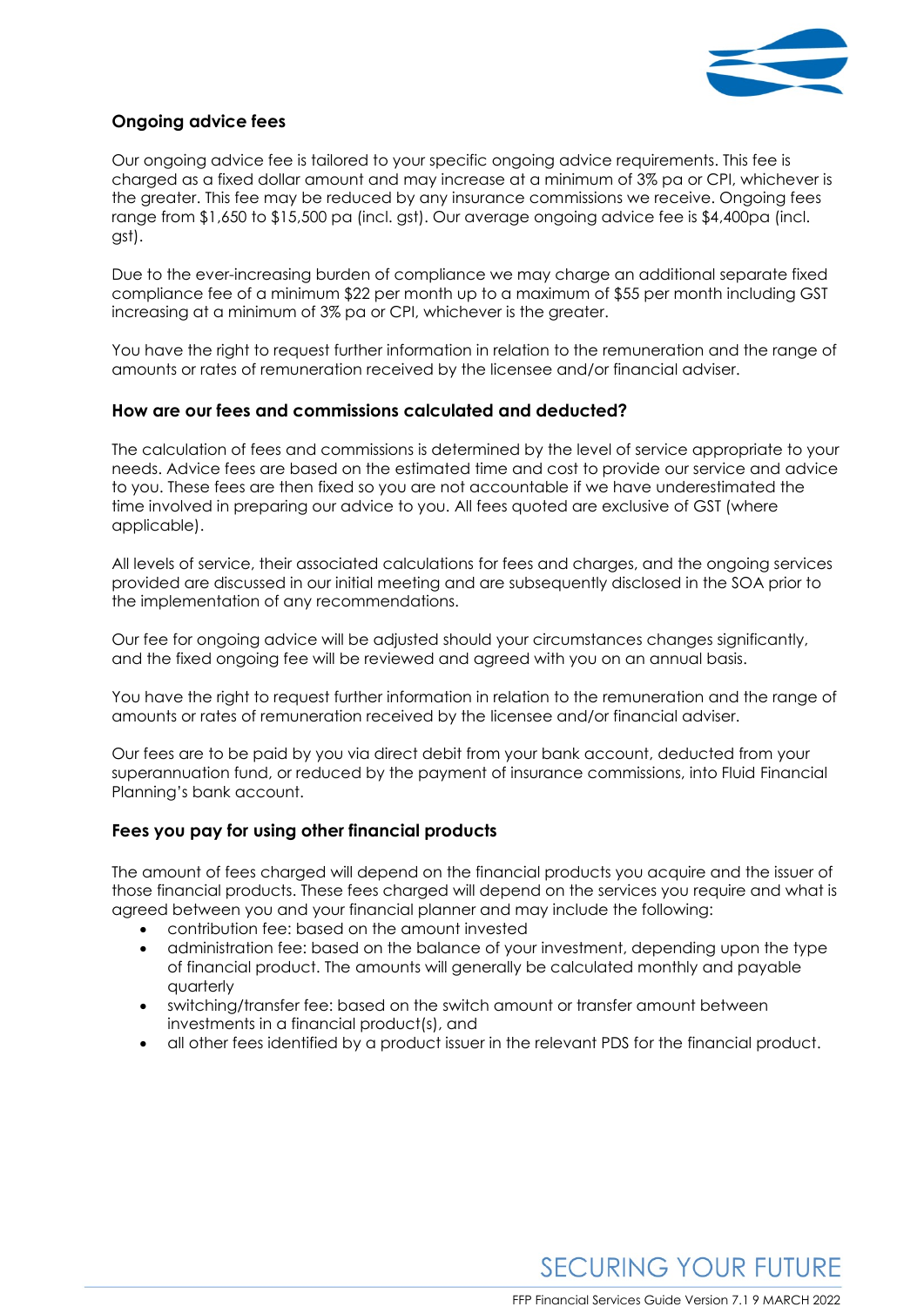### Ongoing advice fees

Our ongoing advice fee is tailored to your specific ongoing advice requirements. This fee is charged as a fixed dollar amount and may increase at a minimum of 3% pa or CPI, whichever is the greater. This fee may be reduced by any insurance commissions we receive. Ongoing fees range from $1,650 to $15,500 pa (incl. gst). Our average ongoing advice fee is $4,400pa (incl. gst).

Due to the ever-increasing burden of compliance we may charge an additional separate fixed compliance fee of a minimum $22 per month up to a maximum of $55 per month including GST increasing at a minimum of 3% pa or CPI, whichever is the greater.

You have the right to request further information in relation to the remuneration and the range of amounts or rates of remuneration received by the licensee and/or financial adviser.

### How are our fees and commissions calculated and deducted?

The calculation of fees and commissions is determined by the level of service appropriate to your needs. Advice fees are based on the estimated time and cost to provide our service and advice to you. These fees are then fixed so you are not accountable if we have underestimated the time involved in preparing our advice to you. All fees quoted are exclusive of GST (where applicable).

All levels of service, their associated calculations for fees and charges, and the ongoing services provided are discussed in our initial meeting and are subsequently disclosed in the SOA prior to the implementation of any recommendations.

Our fee for ongoing advice will be adjusted should your circumstances changes significantly, and the fixed ongoing fee will be reviewed and agreed with you on an annual basis.

You have the right to request further information in relation to the remuneration and the range of amounts or rates of remuneration received by the licensee and/or financial adviser.

Our fees are to be paid by you via direct debit from your bank account, deducted from your superannuation fund, or reduced by the payment of insurance commissions, into Fluid Financial Planning's bank account.

### Fees you pay for using other financial products

The amount of fees charged will depend on the financial products you acquire and the issuer of those financial products. These fees charged will depend on the services you require and what is agreed between you and your financial planner and may include the following:

- contribution fee: based on the amount invested
- administration fee: based on the balance of your investment, depending upon the type of financial product. The amounts will generally be calculated monthly and payable quarterly
- switching/transfer fee: based on the switch amount or transfer amount between investments in a financial product(s), and
- all other fees identified by a product issuer in the relevant PDS for the financial product.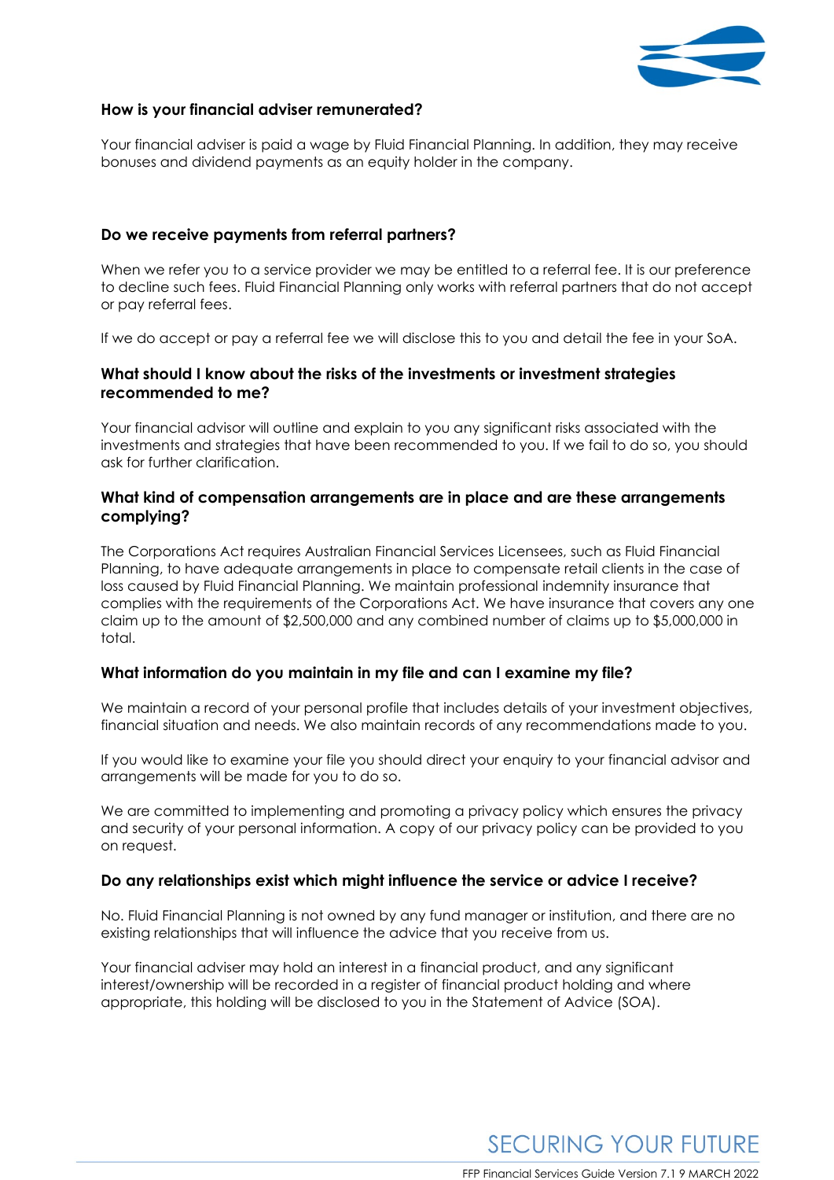### How is your financial adviser remunerated?

Your financial adviser is paid a wage by Fluid Financial Planning. In addition, they may receive bonuses and dividend payments as an equity holder in the company.

### Do we receive payments from referral partners?

When we refer you to a service provider we may be entitled to a referral fee. It is our preference to decline such fees. Fluid Financial Planning only works with referral partners that do not accept or pay referral fees.

If we do accept or pay a referral fee we will disclose this to you and detail the fee in your SoA.

### What should I know about the risks of the investments or investment strategies recommended to me?

Your financial advisor will outline and explain to you any significant risks associated with the investments and strategies that have been recommended to you. If we fail to do so, you should ask for further clarification.

### What kind of compensation arrangements are in place and are these arrangements complying?

The Corporations Act requires Australian Financial Services Licensees, such as Fluid Financial Planning, to have adequate arrangements in place to compensate retail clients in the case of loss caused by Fluid Financial Planning. We maintain professional indemnity insurance that complies with the requirements of the Corporations Act. We have insurance that covers any one claim up to the amount of $2,500,000 and any combined number of claims up to $5,000,000 in total.

### What information do you maintain in my file and can I examine my file?

We maintain a record of your personal profile that includes details of your investment objectives, financial situation and needs. We also maintain records of any recommendations made to you.

If you would like to examine your file you should direct your enquiry to your financial advisor and arrangements will be made for you to do so.

We are committed to implementing and promoting a privacy policy which ensures the privacy and security of your personal information. A copy of our privacy policy can be provided to you on request.

### Do any relationships exist which might influence the service or advice I receive?

No. Fluid Financial Planning is not owned by any fund manager or institution, and there are no existing relationships that will influence the advice that you receive from us.

Your financial adviser may hold an interest in a financial product, and any significant interest/ownership will be recorded in a register of financial product holding and where appropriate, this holding will be disclosed to you in the Statement of Advice (SOA).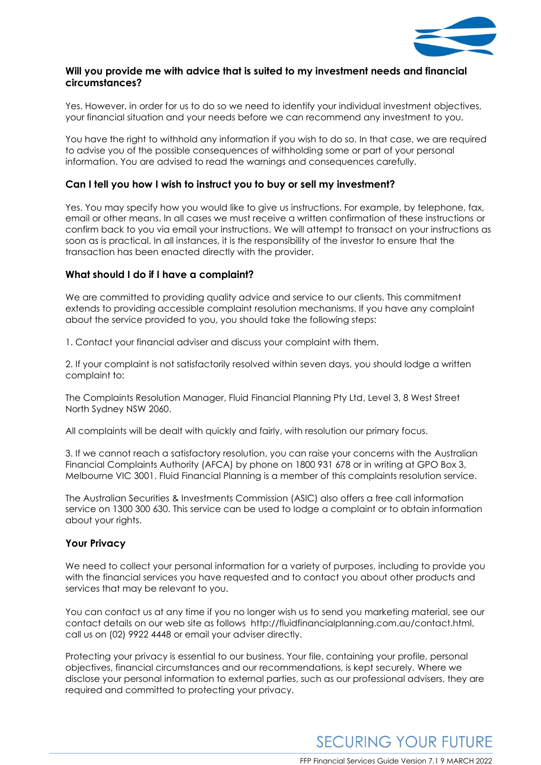### Will you provide me with advice that is suited to my investment needs and financial circumstances?

Yes. However, in order for us to do so we need to identify your individual investment objectives, your financial situation and your needs before we can recommend any investment to you.

You have the right to withhold any information if you wish to do so. In that case, we are required to advise you of the possible consequences of withholding some or part of your personal information. You are advised to read the warnings and consequences carefully.

### Can I tell you how I wish to instruct you to buy or sell my investment?

Yes. You may specify how you would like to give us instructions. For example, by telephone, fax, email or other means. In all cases we must receive a written confirmation of these instructions or confirm back to you via email your instructions. We will attempt to transact on your instructions as soon as is practical. In all instances, it is the responsibility of the investor to ensure that the transaction has been enacted directly with the provider.

### What should I do if I have a complaint?

We are committed to providing quality advice and service to our clients. This commitment extends to providing accessible complaint resolution mechanisms. If you have any complaint about the service provided to you, you should take the following steps:

1. Contact your financial adviser and discuss your complaint with them.

2. If your complaint is not satisfactorily resolved within seven days, you should lodge a written complaint to:

The Complaints Resolution Manager, Fluid Financial Planning Pty Ltd, Level 3, 8 West Street North Sydney NSW 2060.

All complaints will be dealt with quickly and fairly, with resolution our primary focus.

3. If we cannot reach a satisfactory resolution, you can raise your concerns with the Australian Financial Complaints Authority (AFCA) by phone on 1800 931 678 or in writing at GPO Box 3, Melbourne VIC 3001. Fluid Financial Planning is a member of this complaints resolution service.

The Australian Securities & Investments Commission (ASIC) also offers a free call information service on 1300 300 630. This service can be used to lodge a complaint or to obtain information about your rights.

### Your Privacy

We need to collect your personal information for a variety of purposes, including to provide you with the financial services you have requested and to contact you about other products and services that may be relevant to you.

You can contact us at any time if you no longer wish us to send you marketing material, see our contact details on our web site as follows http://fluidfinancialplanning.com.au/contact.html, call us on (02) 9922 4448 or email your adviser directly.

Protecting your privacy is essential to our business. Your file, containing your profile, personal objectives, financial circumstances and our recommendations, is kept securely. Where we disclose your personal information to external parties, such as our professional advisers, they are required and committed to protecting your privacy.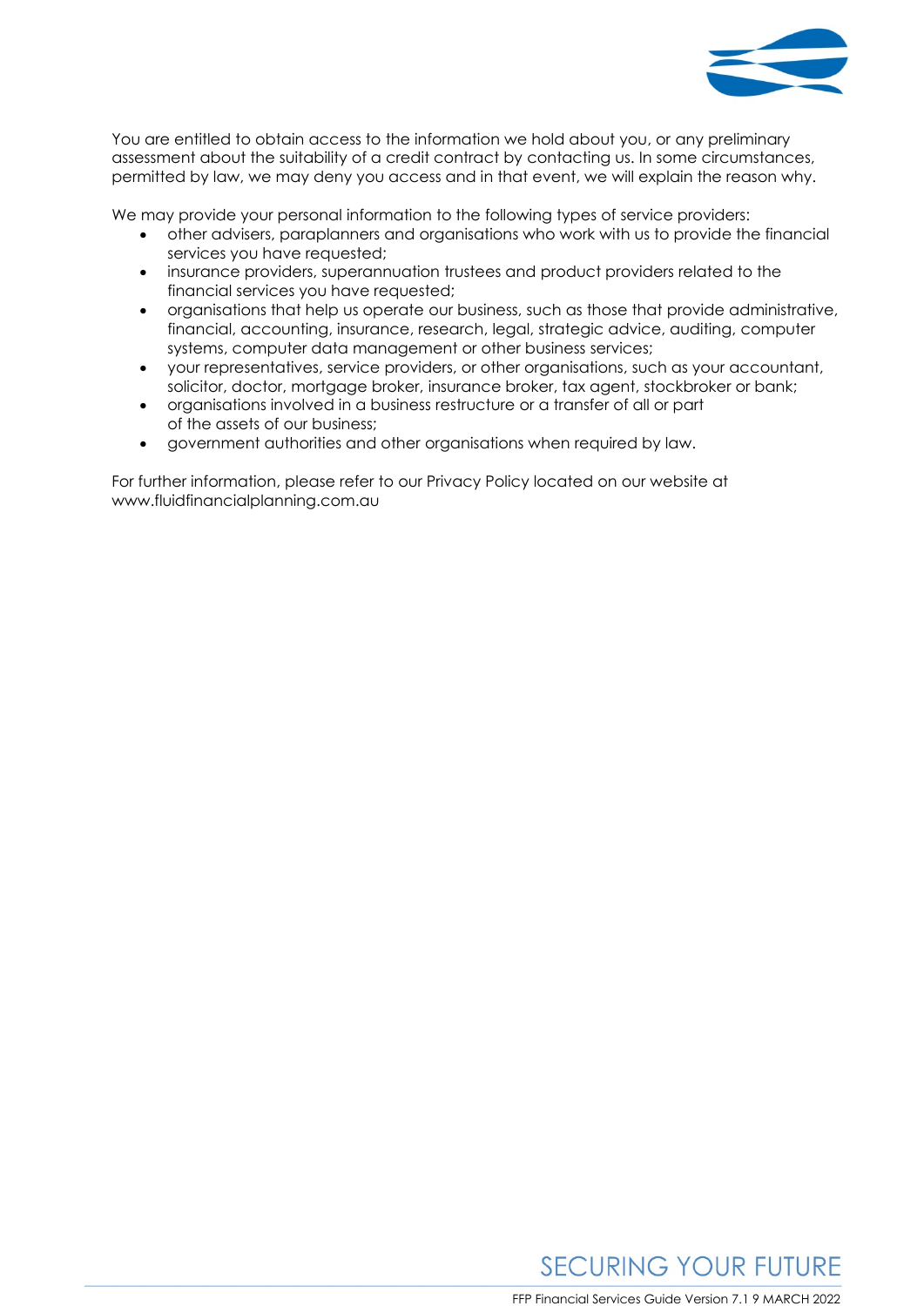You are entitled to obtain access to the information we hold about you, or any preliminary assessment about the suitability of a credit contract by contacting us. In some circumstances, permitted by law, we may deny you access and in that event, we will explain the reason why.

We may provide your personal information to the following types of service providers:

- other advisers, paraplanners and organisations who work with us to provide the financial services you have requested;
- insurance providers, superannuation trustees and product providers related to the financial services you have requested;
- organisations that help us operate our business, such as those that provide administrative, financial, accounting, insurance, research, legal, strategic advice, auditing, computer systems, computer data management or other business services;
- your representatives, service providers, or other organisations, such as your accountant, solicitor, doctor, mortgage broker, insurance broker, tax agent, stockbroker or bank;
- organisations involved in a business restructure or a transfer of all or part of the assets of our business;
- government authorities and other organisations when required by law.

For further information, please refer to our Privacy Policy located on our website at www.fluidfinancialplanning.com.au